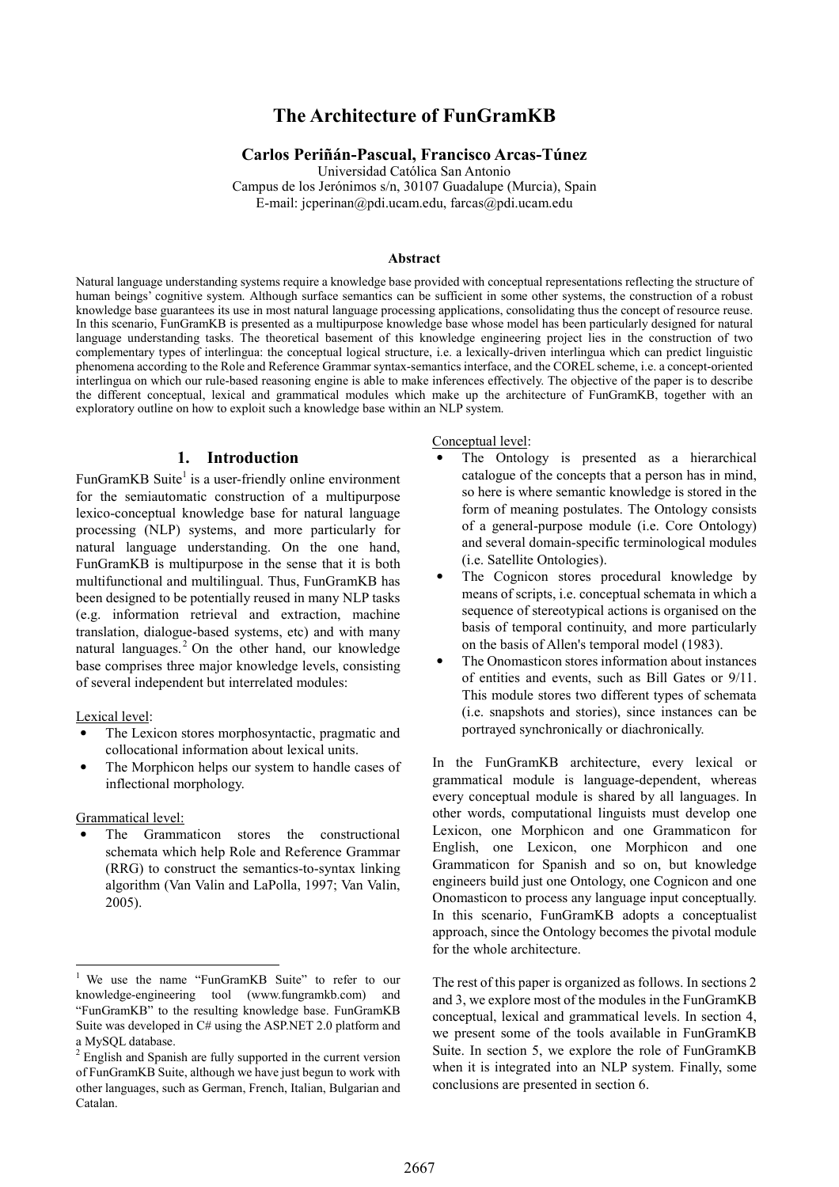# The Architecture of FunGramKB

**Carlos Periñán-Pascual, Francisco Arcas-Túnez**

Universidad Católica San Antonio
Campus de los Jerónimos s/n, 30107 Guadalupe (Murcia), Spain
E-mail: jcperinan@pdi.ucam.edu, farcas@pdi.ucam.edu

### Abstract

Natural language understanding systems require a knowledge base provided with conceptual representations reflecting the structure of human beings' cognitive system. Although surface semantics can be sufficient in some other systems, the construction of a robust knowledge base guarantees its use in most natural language processing applications, consolidating thus the concept of resource reuse. In this scenario, FunGramKB is presented as a multipurpose knowledge base whose model has been particularly designed for natural language understanding tasks. The theoretical basement of this knowledge engineering project lies in the construction of two complementary types of interlingua: the conceptual logical structure, i.e. a lexically-driven interlingua which can predict linguistic phenomena according to the Role and Reference Grammar syntax-semantics interface, and the COREL scheme, i.e. a concept-oriented interlingua on which our rule-based reasoning engine is able to make inferences effectively. The objective of the paper is to describe the different conceptual, lexical and grammatical modules which make up the architecture of FunGramKB, together with an exploratory outline on how to exploit such a knowledge base within an NLP system.

## 1. Introduction

FunGramKB Suite[1] is a user-friendly online environment for the semiautomatic construction of a multipurpose lexico-conceptual knowledge base for natural language processing (NLP) systems, and more particularly for natural language understanding. On the one hand, FunGramKB is multipurpose in the sense that it is both multifunctional and multilingual. Thus, FunGramKB has been designed to be potentially reused in many NLP tasks (e.g. information retrieval and extraction, machine translation, dialogue-based systems, etc) and with many natural languages.[2] On the other hand, our knowledge base comprises three major knowledge levels, consisting of several independent but interrelated modules:

Lexical level:

- The Lexicon stores morphosyntactic, pragmatic and collocational information about lexical units.
- The Morphicon helps our system to handle cases of inflectional morphology.

Grammatical level:

- The Grammaticon stores the constructional schemata which help Role and Reference Grammar (RRG) to construct the semantics-to-syntax linking algorithm (Van Valin and LaPolla, 1997; Van Valin, 2005).

Conceptual level:

- The Ontology is presented as a hierarchical catalogue of the concepts that a person has in mind, so here is where semantic knowledge is stored in the form of meaning postulates. The Ontology consists of a general-purpose module (i.e. Core Ontology) and several domain-specific terminological modules (i.e. Satellite Ontologies).
- The Cognicon stores procedural knowledge by means of scripts, i.e. conceptual schemata in which a sequence of stereotypical actions is organised on the basis of temporal continuity, and more particularly on the basis of Allen's temporal model (1983).
- The Onomasticon stores information about instances of entities and events, such as Bill Gates or 9/11. This module stores two different types of schemata (i.e. snapshots and stories), since instances can be portrayed synchronically or diachronically.

In the FunGramKB architecture, every lexical or grammatical module is language-dependent, whereas every conceptual module is shared by all languages. In other words, computational linguists must develop one Lexicon, one Morphicon and one Grammaticon for English, one Lexicon, one Morphicon and one Grammaticon for Spanish and so on, but knowledge engineers build just one Ontology, one Cognicon and one Onomasticon to process any language input conceptually. In this scenario, FunGramKB adopts a conceptualist approach, since the Ontology becomes the pivotal module for the whole architecture.

The rest of this paper is organized as follows. In sections 2 and 3, we explore most of the modules in the FunGramKB conceptual, lexical and grammatical levels. In section 4, we present some of the tools available in FunGramKB Suite. In section 5, we explore the role of FunGramKB when it is integrated into an NLP system. Finally, some conclusions are presented in section 6.

---

[1] We use the name "FunGramKB Suite" to refer to our knowledge-engineering tool (www.fungramkb.com) and "FunGramKB" to the resulting knowledge base. FunGramKB Suite was developed in C# using the ASP.NET 2.0 platform and a MySQL database.

[2] English and Spanish are fully supported in the current version of FunGramKB Suite, although we have just begun to work with other languages, such as German, French, Italian, Bulgarian and Catalan.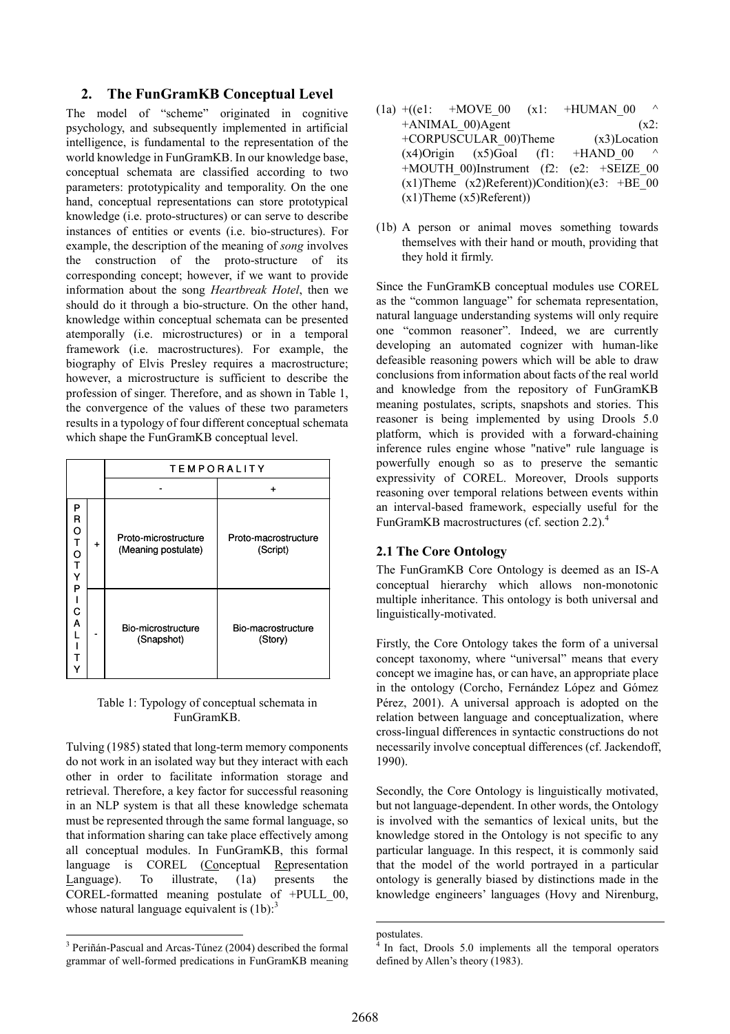## 2. The FunGramKB Conceptual Level

The model of "scheme" originated in cognitive psychology, and subsequently implemented in artificial intelligence, is fundamental to the representation of the world knowledge in FunGramKB. In our knowledge base, conceptual schemata are classified according to two parameters: prototypicality and temporality. On the one hand, conceptual representations can store prototypical knowledge (i.e. proto-structures) or can serve to describe instances of entities or events (i.e. bio-structures). For example, the description of the meaning of *song* involves the construction of the proto-structure of its corresponding concept; however, if we want to provide information about the song *Heartbreak Hotel*, then we should do it through a bio-structure. On the other hand, knowledge within conceptual schemata can be presented atemporally (i.e. microstructures) or in a temporal framework (i.e. macrostructures). For example, the biography of Elvis Presley requires a macrostructure; however, a microstructure is sufficient to describe the profession of singer. Therefore, and as shown in Table 1, the convergence of the values of these two parameters results in a typology of four different conceptual schemata which shape the FunGramKB conceptual level.

| | | TEMPORALITY | |
|---|---|---|---|
| | | - | + |
| PROTOTYPICALITY | + | Proto-microstructure (Meaning postulate) | Proto-macrostructure (Script) |
| | - | Bio-microstructure (Snapshot) | Bio-macrostructure (Story) |

Table 1: Typology of conceptual schemata in FunGramKB.

Tulving (1985) stated that long-term memory components do not work in an isolated way but they interact with each other in order to facilitate information storage and retrieval. Therefore, a key factor for successful reasoning in an NLP system is that all these knowledge schemata must be represented through the same formal language, so that information sharing can take place effectively among all conceptual modules. In FunGramKB, this formal language is COREL (Conceptual Representation Language). To illustrate, (1a) presents the COREL-formatted meaning postulate of +PULL_00, whose natural language equivalent is (1b):[3]

(1a) +((e1: +MOVE_00 (x1: +HUMAN_00 ^ +ANIMAL_00)Agent (x2: +CORPUSCULAR_00)Theme (x3)Location (x4)Origin (x5)Goal (f1: +HAND_00 ^ +MOUTH_00)Instrument (f2: (e2: +SEIZE_00 (x1)Theme (x2)Referent))Condition)(e3: +BE_00 (x1)Theme (x5)Referent))

(1b) A person or animal moves something towards themselves with their hand or mouth, providing that they hold it firmly.

Since the FunGramKB conceptual modules use COREL as the "common language" for schemata representation, natural language understanding systems will only require one "common reasoner". Indeed, we are currently developing an automated cognizer with human-like defeasible reasoning powers which will be able to draw conclusions from information about facts of the real world and knowledge from the repository of FunGramKB meaning postulates, scripts, snapshots and stories. This reasoner is being implemented by using Drools 5.0 platform, which is provided with a forward-chaining inference rules engine whose "native" rule language is powerfully enough so as to preserve the semantic expressivity of COREL. Moreover, Drools supports reasoning over temporal relations between events within an interval-based framework, especially useful for the FunGramKB macrostructures (cf. section 2.2).[4]

### 2.1 The Core Ontology

The FunGramKB Core Ontology is deemed as an IS-A conceptual hierarchy which allows non-monotonic multiple inheritance. This ontology is both universal and linguistically-motivated.

Firstly, the Core Ontology takes the form of a universal concept taxonomy, where "universal" means that every concept we imagine has, or can have, an appropriate place in the ontology (Corcho, Fernández López and Gómez Pérez, 2001). A universal approach is adopted on the relation between language and conceptualization, where cross-lingual differences in syntactic constructions do not necessarily involve conceptual differences (cf. Jackendoff, 1990).

Secondly, the Core Ontology is linguistically motivated, but not language-dependent. In other words, the Ontology is involved with the semantics of lexical units, but the knowledge stored in the Ontology is not specific to any particular language. In this respect, it is commonly said that the model of the world portrayed in a particular ontology is generally biased by distinctions made in the knowledge engineers' languages (Hovy and Nirenburg,

---

[3] Periñán-Pascual and Arcas-Túnez (2004) described the formal grammar of well-formed predications in FunGramKB meaning postulates.

[4] In fact, Drools 5.0 implements all the temporal operators defined by Allen's theory (1983).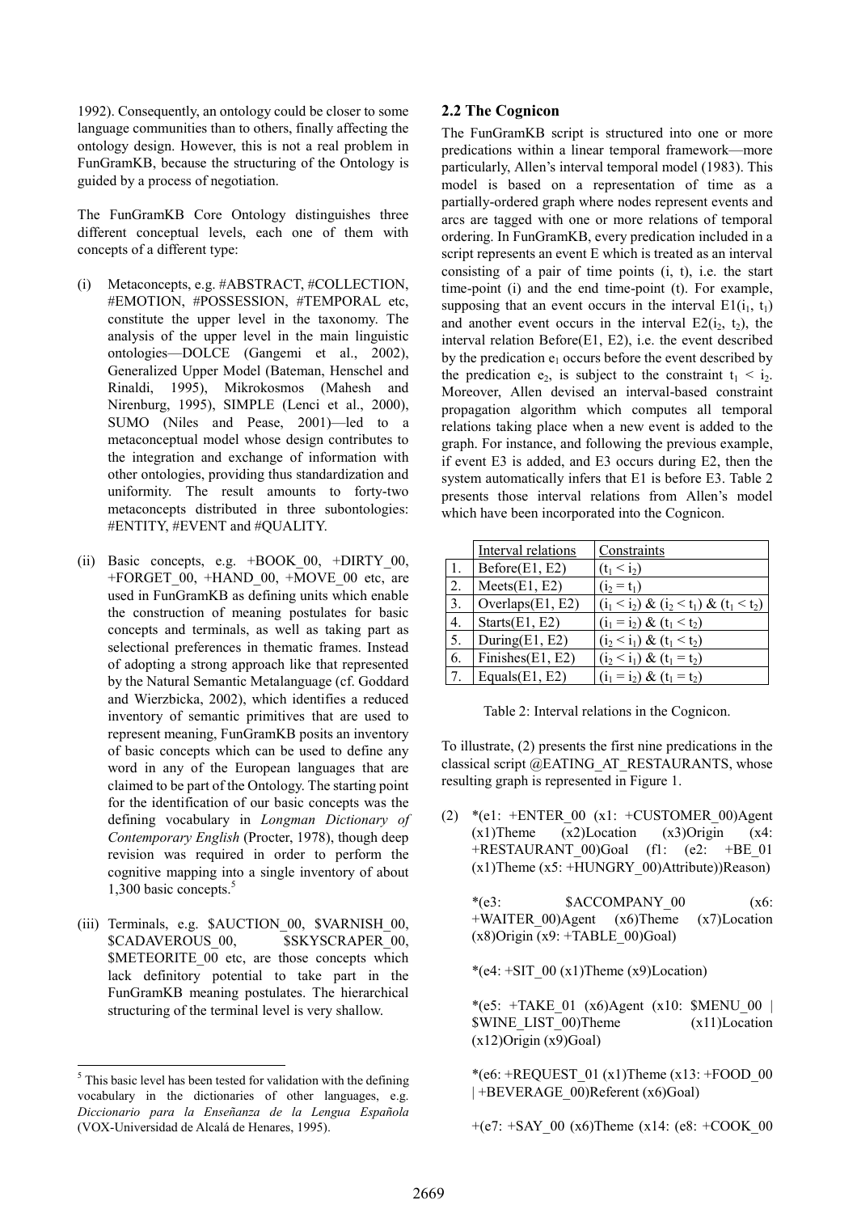1992). Consequently, an ontology could be closer to some language communities than to others, finally affecting the ontology design. However, this is not a real problem in FunGramKB, because the structuring of the Ontology is guided by a process of negotiation.

The FunGramKB Core Ontology distinguishes three different conceptual levels, each one of them with concepts of a different type:

(i) Metaconcepts, e.g. #ABSTRACT, #COLLECTION, #EMOTION, #POSSESSION, #TEMPORAL etc, constitute the upper level in the taxonomy. The analysis of the upper level in the main linguistic ontologies—DOLCE (Gangemi et al., 2002), Generalized Upper Model (Bateman, Henschel and Rinaldi, 1995), Mikrokosmos (Mahesh and Nirenburg, 1995), SIMPLE (Lenci et al., 2000), SUMO (Niles and Pease, 2001)—led to a metaconceptual model whose design contributes to the integration and exchange of information with other ontologies, providing thus standardization and uniformity. The result amounts to forty-two metaconcepts distributed in three subontologies: #ENTITY, #EVENT and #QUALITY.

(ii) Basic concepts, e.g. +BOOK_00, +DIRTY_00, +FORGET_00, +HAND_00, +MOVE_00 etc, are used in FunGramKB as defining units which enable the construction of meaning postulates for basic concepts and terminals, as well as taking part as selectional preferences in thematic frames. Instead of adopting a strong approach like that represented by the Natural Semantic Metalanguage (cf. Goddard and Wierzbicka, 2002), which identifies a reduced inventory of semantic primitives that are used to represent meaning, FunGramKB posits an inventory of basic concepts which can be used to define any word in any of the European languages that are claimed to be part of the Ontology. The starting point for the identification of our basic concepts was the defining vocabulary in *Longman Dictionary of Contemporary English* (Procter, 1978), though deep revision was required in order to perform the cognitive mapping into a single inventory of about 1,300 basic concepts.[5]

(iii) Terminals, e.g. $AUCTION_00, $VARNISH_00, $CADAVEROUS_00, $SKYSCRAPER_00, $METEORITE_00 etc, are those concepts which lack definitory potential to take part in the FunGramKB meaning postulates. The hierarchical structuring of the terminal level is very shallow.

[5] This basic level has been tested for validation with the defining vocabulary in the dictionaries of other languages, e.g. *Diccionario para la Enseñanza de la Lengua Española* (VOX-Universidad de Alcalá de Henares, 1995).

## 2.2 The Cognicon

The FunGramKB script is structured into one or more predications within a linear temporal framework—more particularly, Allen's interval temporal model (1983). This model is based on a representation of time as a partially-ordered graph where nodes represent events and arcs are tagged with one or more relations of temporal ordering. In FunGramKB, every predication included in a script represents an event E which is treated as an interval consisting of a pair of time points (i, t), i.e. the start time-point (i) and the end time-point (t). For example, supposing that an event occurs in the interval $E1(i_1, t_1)$ and another event occurs in the interval $E2(i_2, t_2)$, the interval relation Before(E1, E2), i.e. the event described by the predication $e_1$ occurs before the event described by the predication $e_2$, is subject to the constraint $t_1 < i_2$. Moreover, Allen devised an interval-based constraint propagation algorithm which computes all temporal relations taking place when a new event is added to the graph. For instance, and following the previous example, if event E3 is added, and E3 occurs during E2, then the system automatically infers that E1 is before E3. Table 2 presents those interval relations from Allen's model which have been incorporated into the Cognicon.

| | Interval relations | Constraints |
|---|---|---|
| 1. | Before(E1, E2) | $(t_1 < i_2)$ |
| 2. | Meets(E1, E2) | $(i_2 = t_1)$ |
| 3. | Overlaps(E1, E2) | $(i_1 < i_2)$ & $(i_2 < t_1)$ & $(t_1 < t_2)$ |
| 4. | Starts(E1, E2) | $(i_1 = i_2)$ & $(t_1 < t_2)$ |
| 5. | During(E1, E2) | $(i_2 < i_1)$ & $(t_1 < t_2)$ |
| 6. | Finishes(E1, E2) | $(i_2 < i_1)$ & $(t_1 = t_2)$ |
| 7. | Equals(E1, E2) | $(i_1 = i_2)$ & $(t_1 = t_2)$ |

Table 2: Interval relations in the Cognicon.

To illustrate, (2) presents the first nine predications in the classical script @EATING_AT_RESTAURANTS, whose resulting graph is represented in Figure 1.

(2) *(e1: +ENTER_00 (x1: +CUSTOMER_00)Agent (x1)Theme (x2)Location (x3)Origin (x4: +RESTAURANT_00)Goal (f1: (e2: +BE_01 (x1)Theme (x5: +HUNGRY_00)Attribute))Reason)

*(e3: $ACCOMPANY_00 (x6: +WAITER_00)Agent (x6)Theme (x7)Location (x8)Origin (x9: +TABLE_00)Goal)

*(e4: +SIT_00 (x1)Theme (x9)Location)

*(e5: +TAKE_01 (x6)Agent (x10: $MENU_00 | $WINE_LIST_00)Theme (x11)Location (x12)Origin (x9)Goal)

*(e6: +REQUEST_01 (x1)Theme (x13: +FOOD_00 | +BEVERAGE_00)Referent (x6)Goal)

+(e7: +SAY_00 (x6)Theme (x14: (e8: +COOK_00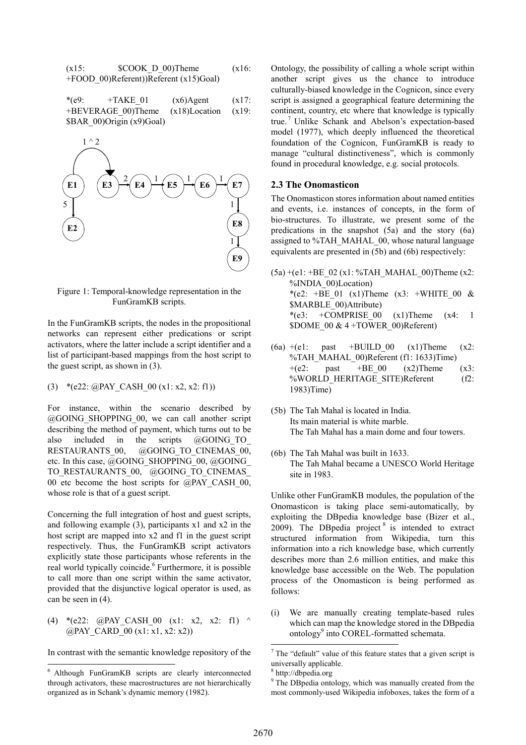(x15: $COOK_D_00)Theme (x16: +FOOD_00)Referent))Referent (x15)Goal)

*(e9: +TAKE_01 (x6)Agent (x17: +BEVERAGE_00)Theme (x18)Location (x19: $BAR_00)Origin (x9)Goal)

Figure 1: Temporal-knowledge representation in the FunGramKB scripts.

In the FunGramKB scripts, the nodes in the propositional networks can represent either predications or script activators, where the latter include a script identifier and a list of participant-based mappings from the host script to the guest script, as shown in (3).

(3) *(e22: @PAY_CASH_00 (x1: x2, x2: f1))

For instance, within the scenario described by @GOING_SHOPPING_00, we can call another script describing the method of payment, which turns out to be also included in the scripts @GOING_TO_RESTAURANTS_00, @GOING_TO_CINEMAS_00, etc. In this case, @GOING_SHOPPING_00, @GOING_TO_RESTAURANTS_00, @GOING_TO_CINEMAS_00 etc become the host scripts for @PAY_CASH_00, whose role is that of a guest script.

Concerning the full integration of host and guest scripts, and following example (3), participants x1 and x2 in the host script are mapped into x2 and f1 in the guest script respectively. Thus, the FunGramKB script activators explicitly state those participants whose referents in the real world typically coincide.[6] Furthermore, it is possible to call more than one script within the same activator, provided that the disjunctive logical operator is used, as can be seen in (4).

(4) *(e22: @PAY_CASH_00 (x1: x2, x2: f1) ^ @PAY_CARD_00 (x1: x1, x2: x2))

In contrast with the semantic knowledge repository of the Ontology, the possibility of calling a whole script within another script gives us the chance to introduce culturally-biased knowledge in the Cognicon, since every script is assigned a geographical feature determining the continent, country, etc where that knowledge is typically true.[7] Unlike Schank and Abelson's expectation-based model (1977), which deeply influenced the theoretical foundation of the Cognicon, FunGramKB is ready to manage "cultural distinctiveness", which is commonly found in procedural knowledge, e.g. social protocols.

## 2.3 The Onomasticon

The Onomasticon stores information about named entities and events, i.e. instances of concepts, in the form of bio-structures. To illustrate, we present some of the predications in the snapshot (5a) and the story (6a) assigned to %TAH_MAHAL_00, whose natural language equivalents are presented in (5b) and (6b) respectively:

(5a) +(e1: +BE_02 (x1: %TAH_MAHAL_00)Theme (x2: %INDIA_00)Location)
*(e2: +BE_01 (x1)Theme (x3: +WHITE_00 & $MARBLE_00)Attribute)
*(e3: +COMPRISE_00 (x1)Theme (x4: 1 $DOME_00 & 4 +TOWER_00)Referent)

(6a) +(e1: past +BUILD_00 (x1)Theme (x2: %TAH_MAHAL_00)Referent (f1: 1633)Time)
+(e2: past +BE_00 (x2)Theme (x3: %WORLD_HERITAGE_SITE)Referent (f2: 1983)Time)

(5b) The Tah Mahal is located in India.
Its main material is white marble.
The Tah Mahal has a main dome and four towers.

(6b) The Tah Mahal was built in 1633.
The Tah Mahal became a UNESCO World Heritage site in 1983.

Unlike other FunGramKB modules, the population of the Onomasticon is taking place semi-automatically, by exploiting the DBpedia knowledge base (Bizer et al., 2009). The DBpedia project[8] is intended to extract structured information from Wikipedia, turn this information into a rich knowledge base, which currently describes more than 2.6 million entities, and make this knowledge base accessible on the Web. The population process of the Onomasticon is being performed as follows:

(i) We are manually creating template-based rules which can map the knowledge stored in the DBpedia ontology[9] into COREL-formatted schemata.

[6] Although FunGramKB scripts are clearly interconnected through activators, these macrostructures are not hierarchically organized as in Schank's dynamic memory (1982).

[7] The "default" value of this feature states that a given script is universally applicable.

[8] http://dbpedia.org

[9] The DBpedia ontology, which was manually created from the most commonly-used Wikipedia infoboxes, takes the form of a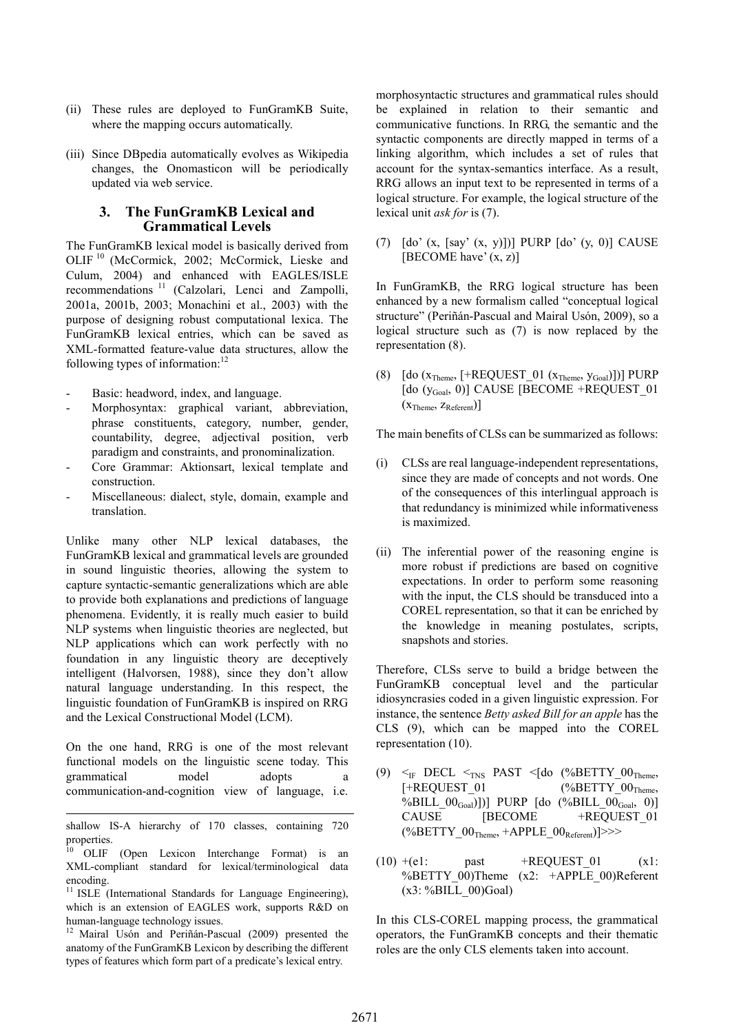(ii) These rules are deployed to FunGramKB Suite, where the mapping occurs automatically.

(iii) Since DBpedia automatically evolves as Wikipedia changes, the Onomasticon will be periodically updated via web service.

## 3. The FunGramKB Lexical and Grammatical Levels

The FunGramKB lexical model is basically derived from OLIF [10] (McCormick, 2002; McCormick, Lieske and Culum, 2004) and enhanced with EAGLES/ISLE recommendations [11] (Calzolari, Lenci and Zampolli, 2001a, 2001b, 2003; Monachini et al., 2003) with the purpose of designing robust computational lexica. The FunGramKB lexical entries, which can be saved as XML-formatted feature-value data structures, allow the following types of information:[12]

- Basic: headword, index, and language.
- Morphosyntax: graphical variant, abbreviation, phrase constituents, category, number, gender, countability, degree, adjectival position, verb paradigm and constraints, and pronominalization.
- Core Grammar: Aktionsart, lexical template and construction.
- Miscellaneous: dialect, style, domain, example and translation.

Unlike many other NLP lexical databases, the FunGramKB lexical and grammatical levels are grounded in sound linguistic theories, allowing the system to capture syntactic-semantic generalizations which are able to provide both explanations and predictions of language phenomena. Evidently, it is really much easier to build NLP systems when linguistic theories are neglected, but NLP applications which can work perfectly with no foundation in any linguistic theory are deceptively intelligent (Halvorsen, 1988), since they don't allow natural language understanding. In this respect, the linguistic foundation of FunGramKB is inspired on RRG and the Lexical Constructional Model (LCM).

On the one hand, RRG is one of the most relevant functional models on the linguistic scene today. This grammatical model adopts a communication-and-cognition view of language, i.e. morphosyntactic structures and grammatical rules should be explained in relation to their semantic and communicative functions. In RRG, the semantic and the syntactic components are directly mapped in terms of a linking algorithm, which includes a set of rules that account for the syntax-semantics interface. As a result, RRG allows an input text to be represented in terms of a logical structure. For example, the logical structure of the lexical unit *ask for* is (7).

(7) [do' (x, [say' (x, y)])] PURP [do' (y, 0)] CAUSE [BECOME have' (x, z)]

In FunGramKB, the RRG logical structure has been enhanced by a new formalism called "conceptual logical structure" (Periñán-Pascual and Mairal Usón, 2009), so a logical structure such as (7) is now replaced by the representation (8).

(8) [do ($x_{Theme}$, [+REQUEST_01 ($x_{Theme}$, $y_{Goal}$)])] PURP [do ($y_{Goal}$, 0)] CAUSE [BECOME +REQUEST_01 ($x_{Theme}$, $z_{Referent}$)]

The main benefits of CLSs can be summarized as follows:

(i) CLSs are real language-independent representations, since they are made of concepts and not words. One of the consequences of this interlingual approach is that redundancy is minimized while informativeness is maximized.

(ii) The inferential power of the reasoning engine is more robust if predictions are based on cognitive expectations. In order to perform some reasoning with the input, the CLS should be transduced into a COREL representation, so that it can be enriched by the knowledge in meaning postulates, scripts, snapshots and stories.

Therefore, CLSs serve to build a bridge between the FunGramKB conceptual level and the particular idiosyncrasies coded in a given linguistic expression. For instance, the sentence *Betty asked Bill for an apple* has the CLS (9), which can be mapped into the COREL representation (10).

(9) $<_{IF}$ DECL $<_{TNS}$ PAST <[do (%BETTY_00$_{Theme}$, [+REQUEST_01 (%BETTY_00$_{Theme}$, %BILL_00$_{Goal}$)])] PURP [do (%BILL_00$_{Goal}$, 0)] CAUSE [BECOME +REQUEST_01 (%BETTY_00$_{Theme}$, +APPLE_00$_{Referent}$)]>>>

(10) +(e1: past +REQUEST_01 (x1: %BETTY_00)Theme (x2: +APPLE_00)Referent (x3: %BILL_00)Goal)

In this CLS-COREL mapping process, the grammatical operators, the FunGramKB concepts and their thematic roles are the only CLS elements taken into account.

---

shallow IS-A hierarchy of 170 classes, containing 720 properties.

[10] OLIF (Open Lexicon Interchange Format) is an XML-compliant standard for lexical/terminological data encoding.

[11] ISLE (International Standards for Language Engineering), which is an extension of EAGLES work, supports R&D on human-language technology issues.

[12] Mairal Usón and Periñán-Pascual (2009) presented the anatomy of the FunGramKB Lexicon by describing the different types of features which form part of a predicate's lexical entry.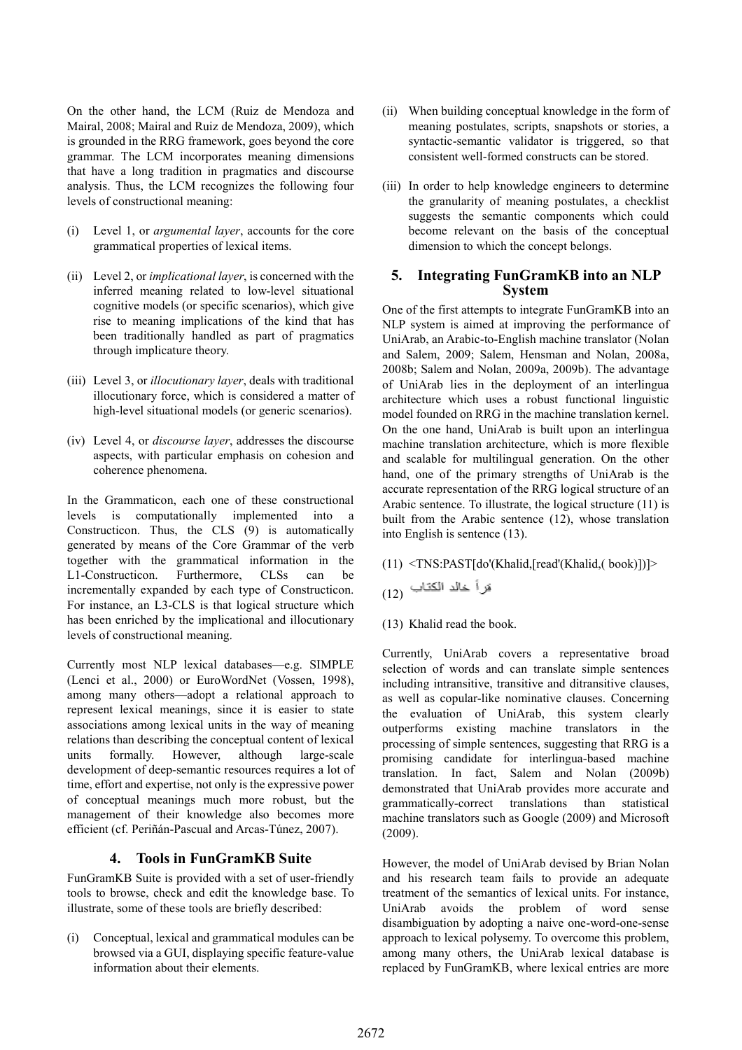On the other hand, the LCM (Ruiz de Mendoza and Mairal, 2008; Mairal and Ruiz de Mendoza, 2009), which is grounded in the RRG framework, goes beyond the core grammar. The LCM incorporates meaning dimensions that have a long tradition in pragmatics and discourse analysis. Thus, the LCM recognizes the following four levels of constructional meaning:

(i) Level 1, or *argumental layer*, accounts for the core grammatical properties of lexical items.

(ii) Level 2, or *implicational layer*, is concerned with the inferred meaning related to low-level situational cognitive models (or specific scenarios), which give rise to meaning implications of the kind that has been traditionally handled as part of pragmatics through implicature theory.

(iii) Level 3, or *illocutionary layer*, deals with traditional illocutionary force, which is considered a matter of high-level situational models (or generic scenarios).

(iv) Level 4, or *discourse layer*, addresses the discourse aspects, with particular emphasis on cohesion and coherence phenomena.

In the Grammaticon, each one of these constructional levels is computationally implemented into a Constructicon. Thus, the CLS (9) is automatically generated by means of the Core Grammar of the verb together with the grammatical information in the L1-Constructicon. Furthermore, CLSs can be incrementally expanded by each type of Constructicon. For instance, an L3-CLS is that logical structure which has been enriched by the implicational and illocutionary levels of constructional meaning.

Currently most NLP lexical databases—e.g. SIMPLE (Lenci et al., 2000) or EuroWordNet (Vossen, 1998), among many others—adopt a relational approach to represent lexical meanings, since it is easier to state associations among lexical units in the way of meaning relations than describing the conceptual content of lexical units formally. However, although large-scale development of deep-semantic resources requires a lot of time, effort and expertise, not only is the expressive power of conceptual meanings much more robust, but the management of their knowledge also becomes more efficient (cf. Periñán-Pascual and Arcas-Túnez, 2007).

## 4. Tools in FunGramKB Suite

FunGramKB Suite is provided with a set of user-friendly tools to browse, check and edit the knowledge base. To illustrate, some of these tools are briefly described:

(i) Conceptual, lexical and grammatical modules can be browsed via a GUI, displaying specific feature-value information about their elements.

(ii) When building conceptual knowledge in the form of meaning postulates, scripts, snapshots or stories, a syntactic-semantic validator is triggered, so that consistent well-formed constructs can be stored.

(iii) In order to help knowledge engineers to determine the granularity of meaning postulates, a checklist suggests the semantic components which could become relevant on the basis of the conceptual dimension to which the concept belongs.

## 5. Integrating FunGramKB into an NLP System

One of the first attempts to integrate FunGramKB into an NLP system is aimed at improving the performance of UniArab, an Arabic-to-English machine translator (Nolan and Salem, 2009; Salem, Hensman and Nolan, 2008a, 2008b; Salem and Nolan, 2009a, 2009b). The advantage of UniArab lies in the deployment of an interlingua architecture which uses a robust functional linguistic model founded on RRG in the machine translation kernel. On the one hand, UniArab is built upon an interlingua machine translation architecture, which is more flexible and scalable for multilingual generation. On the other hand, one of the primary strengths of UniArab is the accurate representation of the RRG logical structure of an Arabic sentence. To illustrate, the logical structure (11) is built from the Arabic sentence (12), whose translation into English is sentence (13).

(11) <TNS:PAST[do'(Khalid,[read'(Khalid,( book)])]>

(12) قرأ خالد الكتاب

(13) Khalid read the book.

Currently, UniArab covers a representative broad selection of words and can translate simple sentences including intransitive, transitive and ditransitive clauses, as well as copular-like nominative clauses. Concerning the evaluation of UniArab, this system clearly outperforms existing machine translators in the processing of simple sentences, suggesting that RRG is a promising candidate for interlingua-based machine translation. In fact, Salem and Nolan (2009b) demonstrated that UniArab provides more accurate and grammatically-correct translations than statistical machine translators such as Google (2009) and Microsoft (2009).

However, the model of UniArab devised by Brian Nolan and his research team fails to provide an adequate treatment of the semantics of lexical units. For instance, UniArab avoids the problem of word sense disambiguation by adopting a naive one-word-one-sense approach to lexical polysemy. To overcome this problem, among many others, the UniArab lexical database is replaced by FunGramKB, where lexical entries are more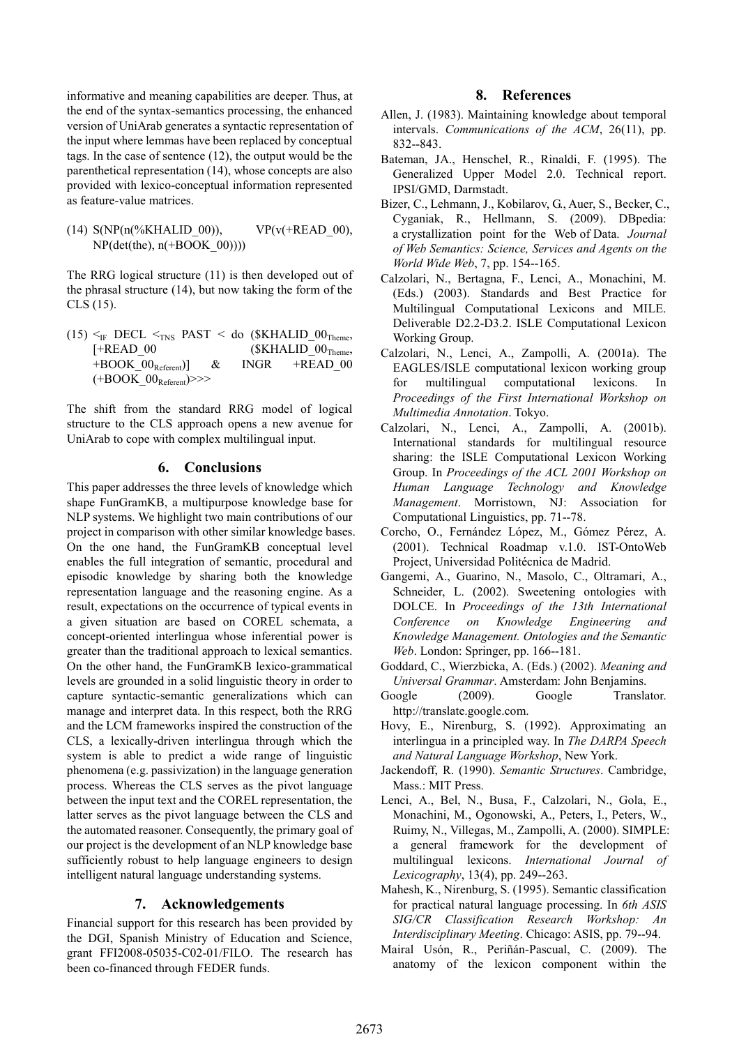informative and meaning capabilities are deeper. Thus, at the end of the syntax-semantics processing, the enhanced version of UniArab generates a syntactic representation of the input where lemmas have been replaced by conceptual tags. In the case of sentence (12), the output would be the parenthetical representation (14), whose concepts are also provided with lexico-conceptual information represented as feature-value matrices.

(14) S(NP(n(%KHALID_00)), VP(v(+READ_00), NP(det(the), n(+BOOK_00))))

The RRG logical structure (11) is then developed out of the phrasal structure (14), but now taking the form of the CLS (15).

(15) $<_{IF}$ DECL $<_{TNS}$ PAST < do ($KHALID_00$_{Theme}$, [+READ_00 ($KHALID_00$_{Theme}$, +BOOK_00$_{Referent}$)] & INGR +READ_00 (+BOOK_00$_{Referent}$)>>>

The shift from the standard RRG model of logical structure to the CLS approach opens a new avenue for UniArab to cope with complex multilingual input.

## 6. Conclusions

This paper addresses the three levels of knowledge which shape FunGramKB, a multipurpose knowledge base for NLP systems. We highlight two main contributions of our project in comparison with other similar knowledge bases. On the one hand, the FunGramKB conceptual level enables the full integration of semantic, procedural and episodic knowledge by sharing both the knowledge representation language and the reasoning engine. As a result, expectations on the occurrence of typical events in a given situation are based on COREL schemata, a concept-oriented interlingua whose inferential power is greater than the traditional approach to lexical semantics. On the other hand, the FunGramKB lexico-grammatical levels are grounded in a solid linguistic theory in order to capture syntactic-semantic generalizations which can manage and interpret data. In this respect, both the RRG and the LCM frameworks inspired the construction of the CLS, a lexically-driven interlingua through which the system is able to predict a wide range of linguistic phenomena (e.g. passivization) in the language generation process. Whereas the CLS serves as the pivot language between the input text and the COREL representation, the latter serves as the pivot language between the CLS and the automated reasoner. Consequently, the primary goal of our project is the development of an NLP knowledge base sufficiently robust to help language engineers to design intelligent natural language understanding systems.

## 7. Acknowledgements

Financial support for this research has been provided by the DGI, Spanish Ministry of Education and Science, grant FFI2008-05035-C02-01/FILO. The research has been co-financed through FEDER funds.

## 8. References

Allen, J. (1983). Maintaining knowledge about temporal intervals. *Communications of the ACM*, 26(11), pp. 832--843.

Bateman, JA., Henschel, R., Rinaldi, F. (1995). The Generalized Upper Model 2.0. Technical report. IPSI/GMD, Darmstadt.

Bizer, C., Lehmann, J., Kobilarov, G., Auer, S., Becker, C., Cyganiak, R., Hellmann, S. (2009). DBpedia: a crystallization point for the Web of Data. *Journal of Web Semantics: Science, Services and Agents on the World Wide Web*, 7, pp. 154--165.

Calzolari, N., Bertagna, F., Lenci, A., Monachini, M. (Eds.) (2003). Standards and Best Practice for Multilingual Computational Lexicons and MILE. Deliverable D2.2-D3.2. ISLE Computational Lexicon Working Group.

Calzolari, N., Lenci, A., Zampolli, A. (2001a). The EAGLES/ISLE computational lexicon working group for multilingual computational lexicons. In *Proceedings of the First International Workshop on Multimedia Annotation*. Tokyo.

Calzolari, N., Lenci, A., Zampolli, A. (2001b). International standards for multilingual resource sharing: the ISLE Computational Lexicon Working Group. In *Proceedings of the ACL 2001 Workshop on Human Language Technology and Knowledge Management*. Morristown, NJ: Association for Computational Linguistics, pp. 71--78.

Corcho, O., Fernández López, M., Gómez Pérez, A. (2001). Technical Roadmap v.1.0. IST-OntoWeb Project, Universidad Politécnica de Madrid.

Gangemi, A., Guarino, N., Masolo, C., Oltramari, A., Schneider, L. (2002). Sweetening ontologies with DOLCE. In *Proceedings of the 13th International Conference on Knowledge Engineering and Knowledge Management. Ontologies and the Semantic Web*. London: Springer, pp. 166--181.

Goddard, C., Wierzbicka, A. (Eds.) (2002). *Meaning and Universal Grammar*. Amsterdam: John Benjamins.

Google (2009). Google Translator. http://translate.google.com.

Hovy, E., Nirenburg, S. (1992). Approximating an interlingua in a principled way. In *The DARPA Speech and Natural Language Workshop*, New York.

Jackendoff, R. (1990). *Semantic Structures*. Cambridge, Mass.: MIT Press.

Lenci, A., Bel, N., Busa, F., Calzolari, N., Gola, E., Monachini, M., Ogonowski, A., Peters, I., Peters, W., Ruimy, N., Villegas, M., Zampolli, A. (2000). SIMPLE: a general framework for the development of multilingual lexicons. *International Journal of Lexicography*, 13(4), pp. 249--263.

Mahesh, K., Nirenburg, S. (1995). Semantic classification for practical natural language processing. In *6th ASIS SIG/CR Classification Research Workshop: An Interdisciplinary Meeting*. Chicago: ASIS, pp. 79--94.

Mairal Usón, R., Periñán-Pascual, C. (2009). The anatomy of the lexicon component within the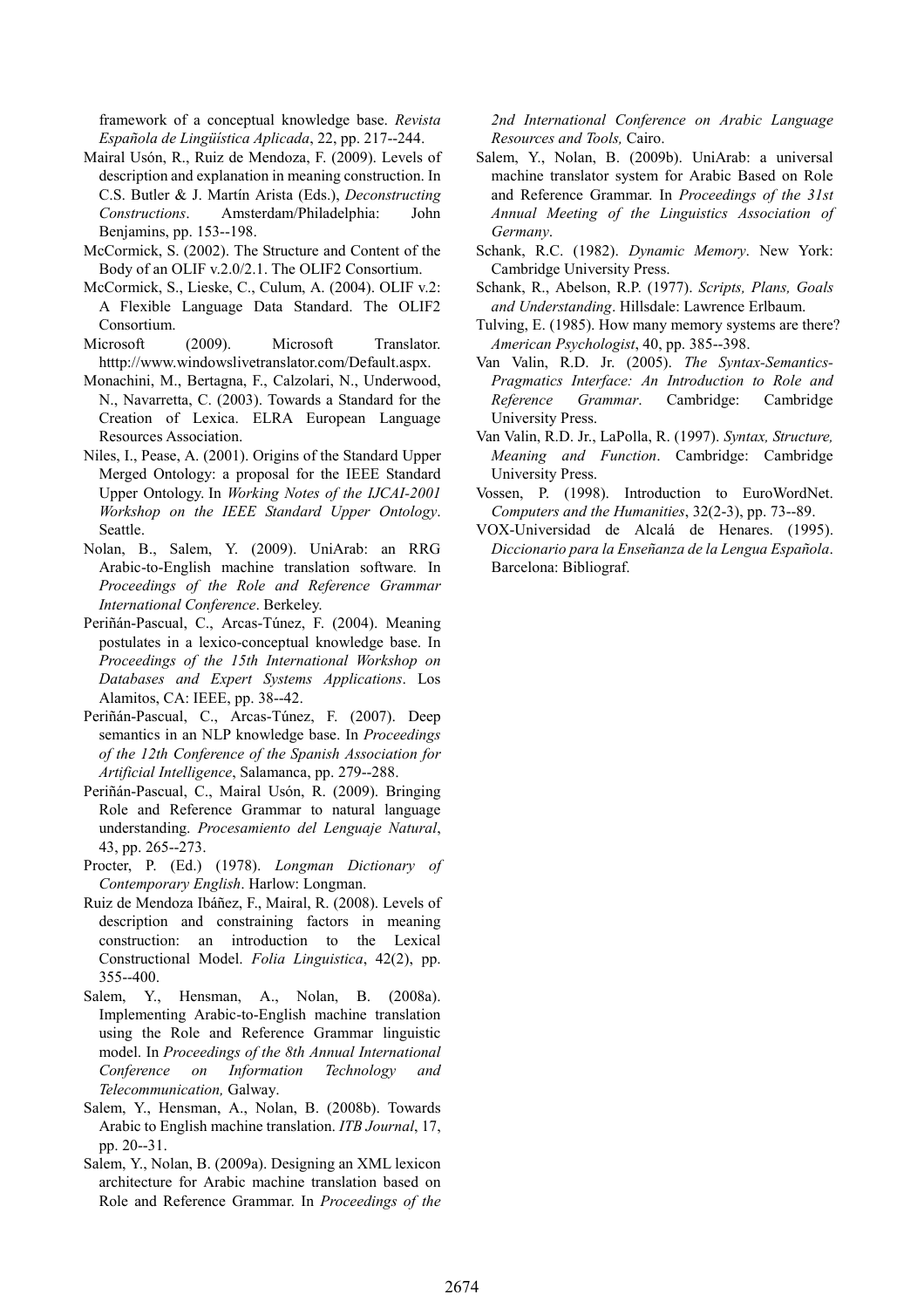framework of a conceptual knowledge base. *Revista Española de Lingüística Aplicada*, 22, pp. 217--244.

Mairal Usón, R., Ruiz de Mendoza, F. (2009). Levels of description and explanation in meaning construction. In C.S. Butler & J. Martín Arista (Eds.), *Deconstructing Constructions*. Amsterdam/Philadelphia: John Benjamins, pp. 153--198.

McCormick, S. (2002). The Structure and Content of the Body of an OLIF v.2.0/2.1. The OLIF2 Consortium.

McCormick, S., Lieske, C., Culum, A. (2004). OLIF v.2: A Flexible Language Data Standard. The OLIF2 Consortium.

Microsoft (2009). Microsoft Translator. htttp://www.windowslivetranslator.com/Default.aspx.

Monachini, M., Bertagna, F., Calzolari, N., Underwood, N., Navarretta, C. (2003). Towards a Standard for the Creation of Lexica. ELRA European Language Resources Association.

Niles, I., Pease, A. (2001). Origins of the Standard Upper Merged Ontology: a proposal for the IEEE Standard Upper Ontology. In *Working Notes of the IJCAI-2001 Workshop on the IEEE Standard Upper Ontology*. Seattle.

Nolan, B., Salem, Y. (2009). UniArab: an RRG Arabic-to-English machine translation software. In *Proceedings of the Role and Reference Grammar International Conference*. Berkeley.

Periñán-Pascual, C., Arcas-Túnez, F. (2004). Meaning postulates in a lexico-conceptual knowledge base. In *Proceedings of the 15th International Workshop on Databases and Expert Systems Applications*. Los Alamitos, CA: IEEE, pp. 38--42.

Periñán-Pascual, C., Arcas-Túnez, F. (2007). Deep semantics in an NLP knowledge base. In *Proceedings of the 12th Conference of the Spanish Association for Artificial Intelligence*, Salamanca, pp. 279--288.

Periñán-Pascual, C., Mairal Usón, R. (2009). Bringing Role and Reference Grammar to natural language understanding. *Procesamiento del Lenguaje Natural*, 43, pp. 265--273.

Procter, P. (Ed.) (1978). *Longman Dictionary of Contemporary English*. Harlow: Longman.

Ruiz de Mendoza Ibáñez, F., Mairal, R. (2008). Levels of description and constraining factors in meaning construction: an introduction to the Lexical Constructional Model. *Folia Linguistica*, 42(2), pp. 355--400.

Salem, Y., Hensman, A., Nolan, B. (2008a). Implementing Arabic-to-English machine translation using the Role and Reference Grammar linguistic model. In *Proceedings of the 8th Annual International Conference on Information Technology and Telecommunication,* Galway.

Salem, Y., Hensman, A., Nolan, B. (2008b). Towards Arabic to English machine translation. *ITB Journal*, 17, pp. 20--31.

Salem, Y., Nolan, B. (2009a). Designing an XML lexicon architecture for Arabic machine translation based on Role and Reference Grammar. In *Proceedings of the 2nd International Conference on Arabic Language Resources and Tools,* Cairo.

Salem, Y., Nolan, B. (2009b). UniArab: a universal machine translator system for Arabic Based on Role and Reference Grammar. In *Proceedings of the 31st Annual Meeting of the Linguistics Association of Germany*.

Schank, R.C. (1982). *Dynamic Memory*. New York: Cambridge University Press.

Schank, R., Abelson, R.P. (1977). *Scripts, Plans, Goals and Understanding*. Hillsdale: Lawrence Erlbaum.

Tulving, E. (1985). How many memory systems are there? *American Psychologist*, 40, pp. 385--398.

Van Valin, R.D. Jr. (2005). *The Syntax-Semantics-Pragmatics Interface: An Introduction to Role and Reference Grammar*. Cambridge: Cambridge University Press.

Van Valin, R.D. Jr., LaPolla, R. (1997). *Syntax, Structure, Meaning and Function*. Cambridge: Cambridge University Press.

Vossen, P. (1998). Introduction to EuroWordNet. *Computers and the Humanities*, 32(2-3), pp. 73--89.

VOX-Universidad de Alcalá de Henares. (1995). *Diccionario para la Enseñanza de la Lengua Española*. Barcelona: Bibliograf.